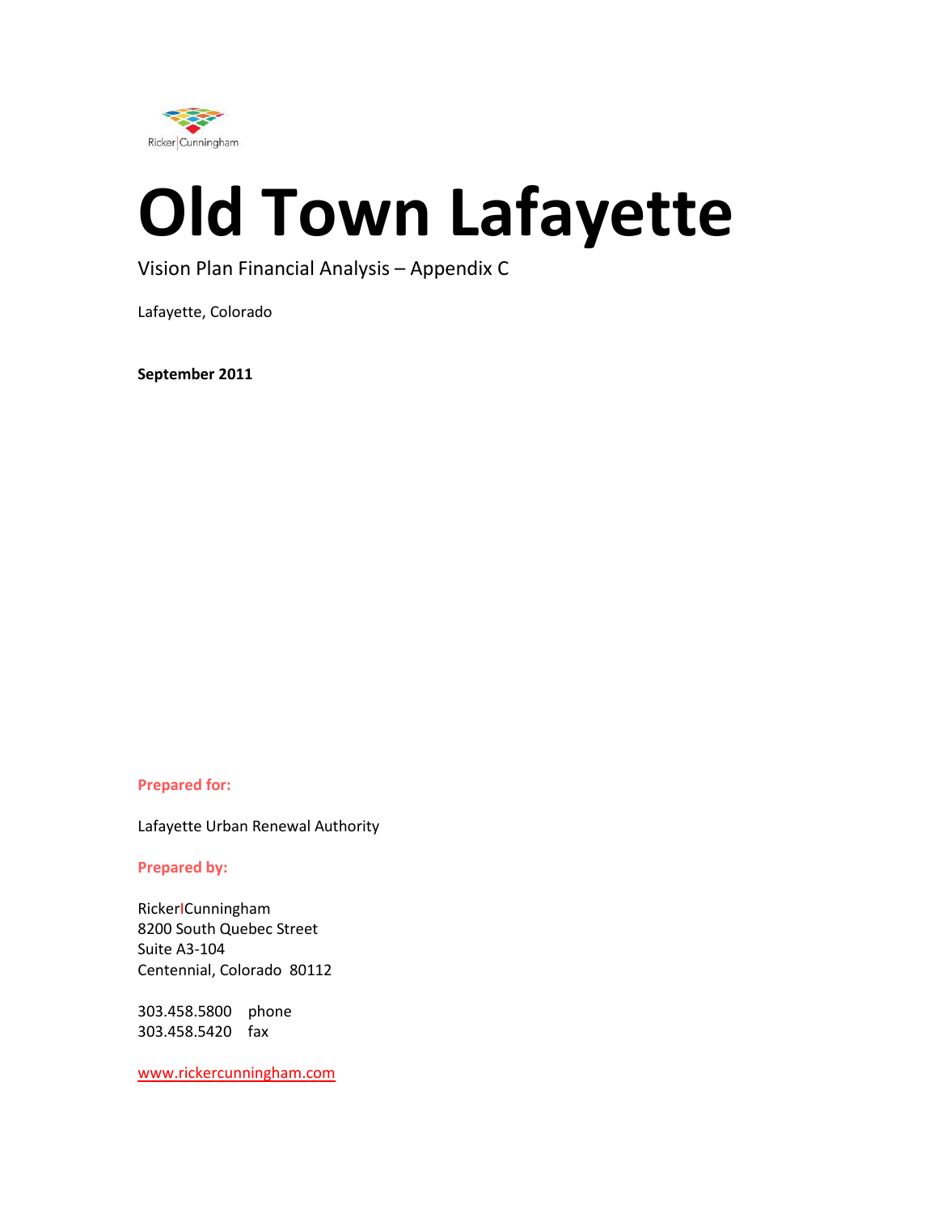Ricker|Cunningham

# Old Town Lafayette

Vision Plan Financial Analysis – Appendix C

Lafayette, Colorado

**September 2011**

**Prepared for:**

Lafayette Urban Renewal Authority

**Prepared by:**

Ricker|Cunningham
8200 South Quebec Street
Suite A3-104
Centennial, Colorado 80112

303.458.5800 phone
303.458.5420 fax

www.rickercunningham.com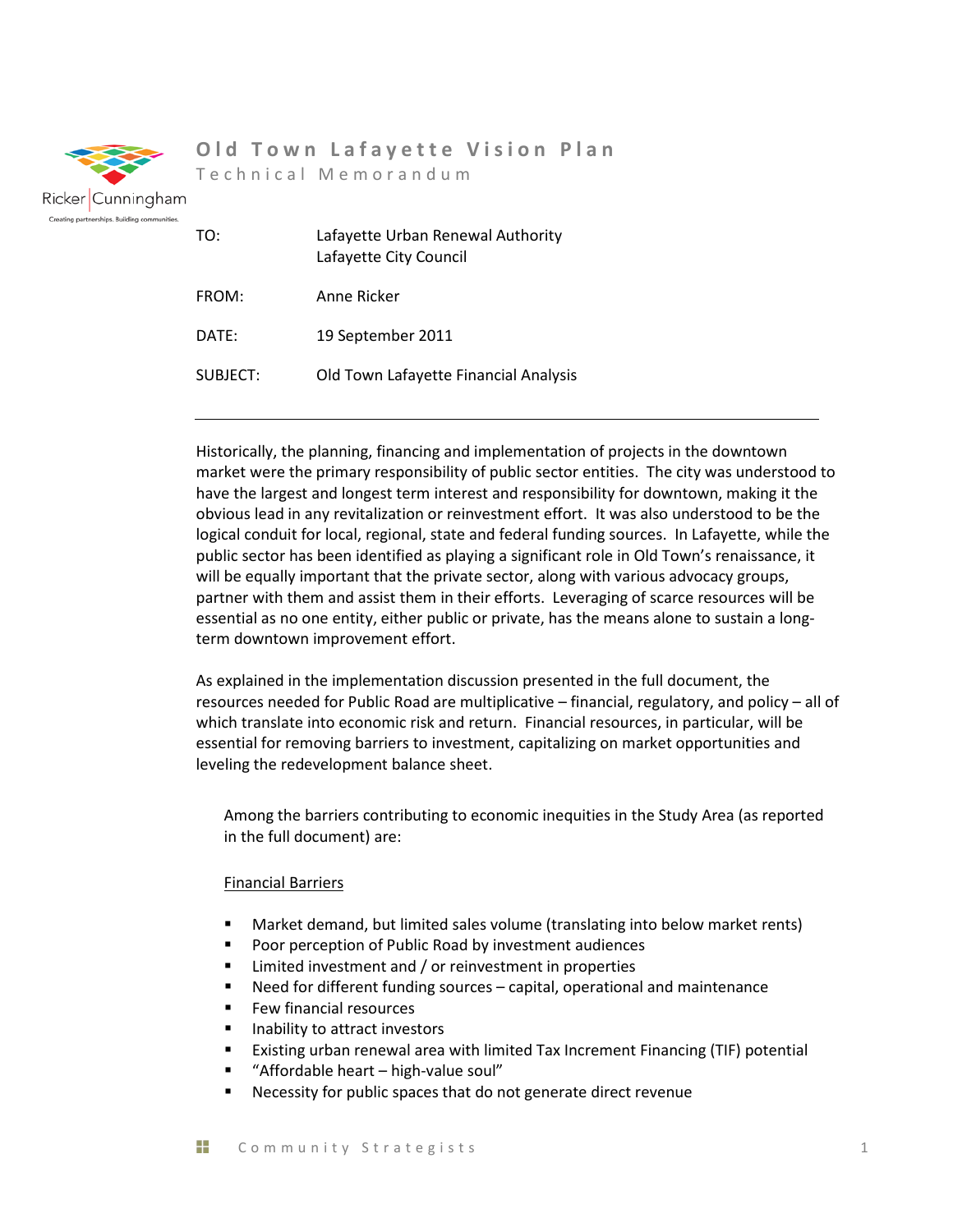# Old Town Lafayette Vision Plan

Technical Memorandum

| | |
|---|---|
| TO: | Lafayette Urban Renewal Authority<br>Lafayette City Council |
| FROM: | Anne Ricker |
| DATE: | 19 September 2011 |
| SUBJECT: | Old Town Lafayette Financial Analysis |

---

Historically, the planning, financing and implementation of projects in the downtown market were the primary responsibility of public sector entities. The city was understood to have the largest and longest term interest and responsibility for downtown, making it the obvious lead in any revitalization or reinvestment effort. It was also understood to be the logical conduit for local, regional, state and federal funding sources. In Lafayette, while the public sector has been identified as playing a significant role in Old Town's renaissance, it will be equally important that the private sector, along with various advocacy groups, partner with them and assist them in their efforts. Leveraging of scarce resources will be essential as no one entity, either public or private, has the means alone to sustain a long-term downtown improvement effort.

As explained in the implementation discussion presented in the full document, the resources needed for Public Road are multiplicative – financial, regulatory, and policy – all of which translate into economic risk and return. Financial resources, in particular, will be essential for removing barriers to investment, capitalizing on market opportunities and leveling the redevelopment balance sheet.

Among the barriers contributing to economic inequities in the Study Area (as reported in the full document) are:

<u>Financial Barriers</u>

- Market demand, but limited sales volume (translating into below market rents)
- Poor perception of Public Road by investment audiences
- Limited investment and / or reinvestment in properties
- Need for different funding sources – capital, operational and maintenance
- Few financial resources
- Inability to attract investors
- Existing urban renewal area with limited Tax Increment Financing (TIF) potential
- "Affordable heart – high-value soul"
- Necessity for public spaces that do not generate direct revenue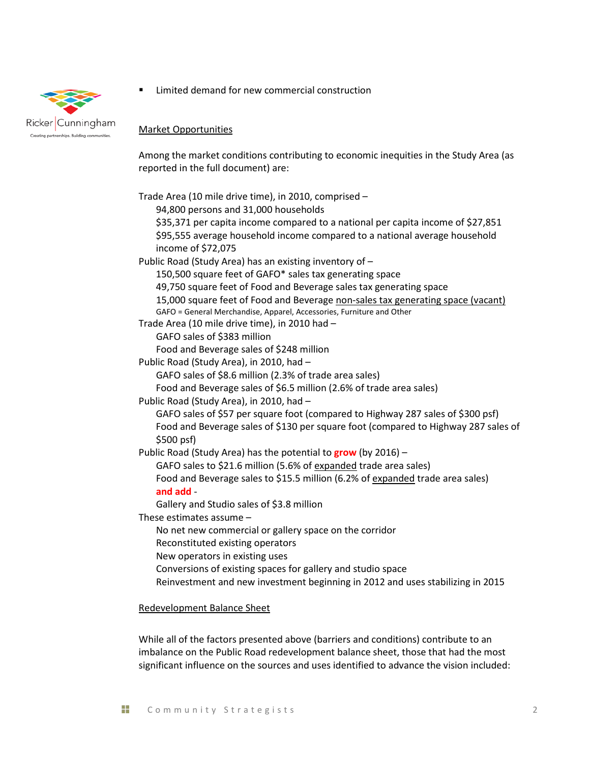- Limited demand for new commercial construction

Market Opportunities

Among the market conditions contributing to economic inequities in the Study Area (as reported in the full document) are:

Trade Area (10 mile drive time), in 2010, comprised –
- 94,800 persons and 31,000 households
- $35,371 per capita income compared to a national per capita income of $27,851
- $95,555 average household income compared to a national average household income of $72,075

Public Road (Study Area) has an existing inventory of –
- 150,500 square feet of GAFO* sales tax generating space
- 49,750 square feet of Food and Beverage sales tax generating space
- 15,000 square feet of Food and Beverage non-sales tax generating space (vacant)

GAFO = General Merchandise, Apparel, Accessories, Furniture and Other

Trade Area (10 mile drive time), in 2010 had –
- GAFO sales of $383 million
- Food and Beverage sales of $248 million

Public Road (Study Area), in 2010, had –
- GAFO sales of $8.6 million (2.3% of trade area sales)
- Food and Beverage sales of $6.5 million (2.6% of trade area sales)

Public Road (Study Area), in 2010, had –
- GAFO sales of $57 per square foot (compared to Highway 287 sales of $300 psf)
- Food and Beverage sales of $130 per square foot (compared to Highway 287 sales of $500 psf)

Public Road (Study Area) has the potential to **grow** (by 2016) –
- GAFO sales to $21.6 million (5.6% of expanded trade area sales)
- Food and Beverage sales to $15.5 million (6.2% of expanded trade area sales)

**and add** -
- Gallery and Studio sales of $3.8 million

These estimates assume –
- No net new commercial or gallery space on the corridor
- Reconstituted existing operators
- New operators in existing uses
- Conversions of existing spaces for gallery and studio space
- Reinvestment and new investment beginning in 2012 and uses stabilizing in 2015

Redevelopment Balance Sheet

While all of the factors presented above (barriers and conditions) contribute to an imbalance on the Public Road redevelopment balance sheet, those that had the most significant influence on the sources and uses identified to advance the vision included: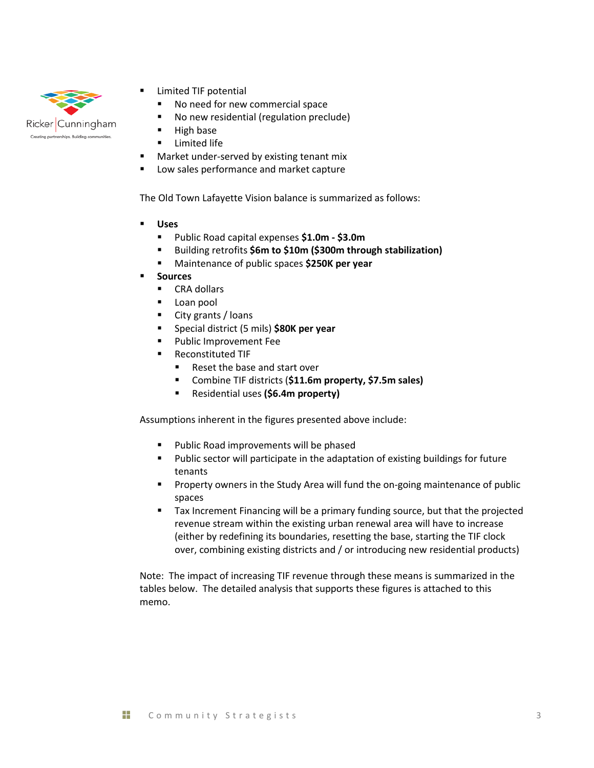- Limited TIF potential
  - No need for new commercial space
  - No new residential (regulation preclude)
  - High base
  - Limited life
- Market under-served by existing tenant mix
- Low sales performance and market capture

The Old Town Lafayette Vision balance is summarized as follows:

- **Uses**
  - Public Road capital expenses **$1.0m - $3.0m**
  - Building retrofits **$6m to $10m ($300m through stabilization)**
  - Maintenance of public spaces **$250K per year**
- **Sources**
  - CRA dollars
  - Loan pool
  - City grants / loans
  - Special district (5 mils) **$80K per year**
  - Public Improvement Fee
  - Reconstituted TIF
    - Reset the base and start over
    - Combine TIF districts (**$11.6m property, $7.5m sales)**
    - Residential uses **($6.4m property)**

Assumptions inherent in the figures presented above include:

- Public Road improvements will be phased
- Public sector will participate in the adaptation of existing buildings for future tenants
- Property owners in the Study Area will fund the on-going maintenance of public spaces
- Tax Increment Financing will be a primary funding source, but that the projected revenue stream within the existing urban renewal area will have to increase (either by redefining its boundaries, resetting the base, starting the TIF clock over, combining existing districts and / or introducing new residential products)

Note: The impact of increasing TIF revenue through these means is summarized in the tables below. The detailed analysis that supports these figures is attached to this memo.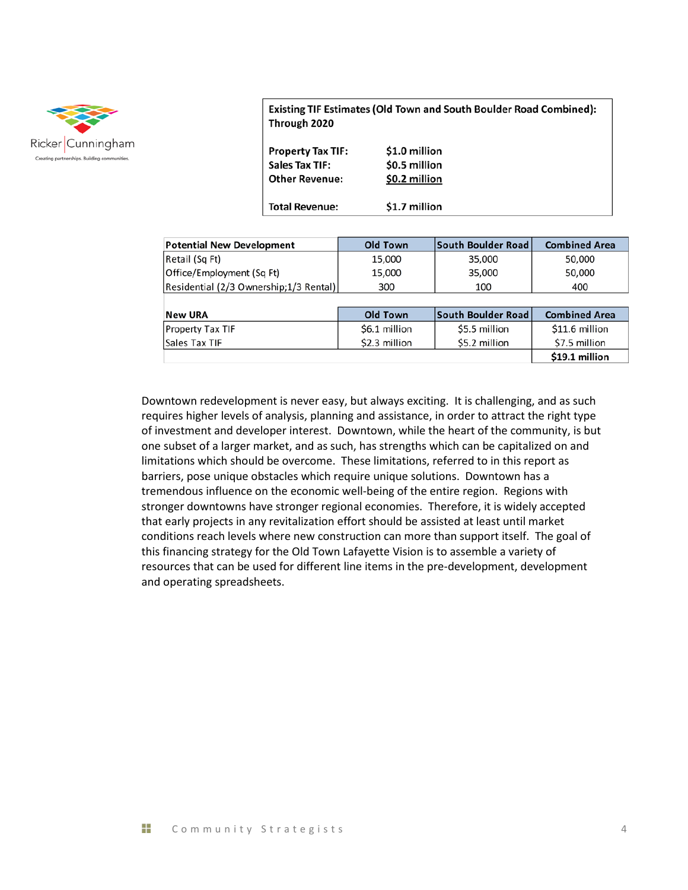**Existing TIF Estimates (Old Town and South Boulder Road Combined): Through 2020**

| | |
|---|---|
| **Property Tax TIF:** | **$1.0 million** |
| **Sales Tax TIF:** | **$0.5 million** |
| **Other Revenue:** | **$0.2 million** |
| **Total Revenue:** | **$1.7 million** |

| Potential New Development | Old Town | South Boulder Road | Combined Area |
|---|---|---|---|
| Retail (Sq Ft) | 15,000 | 35,000 | 50,000 |
| Office/Employment (Sq Ft) | 15,000 | 35,000 | 50,000 |
| Residential (2/3 Ownership;1/3 Rental) | 300 | 100 | 400 |

| New URA | Old Town | South Boulder Road | Combined Area |
|---|---|---|---|
| Property Tax TIF | $6.1 million | $5.5 million | $11.6 million |
| Sales Tax TIF | $2.3 million | $5.2 million | $7.5 million |
| | | | **$19.1 million** |

Downtown redevelopment is never easy, but always exciting. It is challenging, and as such requires higher levels of analysis, planning and assistance, in order to attract the right type of investment and developer interest. Downtown, while the heart of the community, is but one subset of a larger market, and as such, has strengths which can be capitalized on and limitations which should be overcome. These limitations, referred to in this report as barriers, pose unique obstacles which require unique solutions. Downtown has a tremendous influence on the economic well-being of the entire region. Regions with stronger downtowns have stronger regional economies. Therefore, it is widely accepted that early projects in any revitalization effort should be assisted at least until market conditions reach levels where new construction can more than support itself. The goal of this financing strategy for the Old Town Lafayette Vision is to assemble a variety of resources that can be used for different line items in the pre-development, development and operating spreadsheets.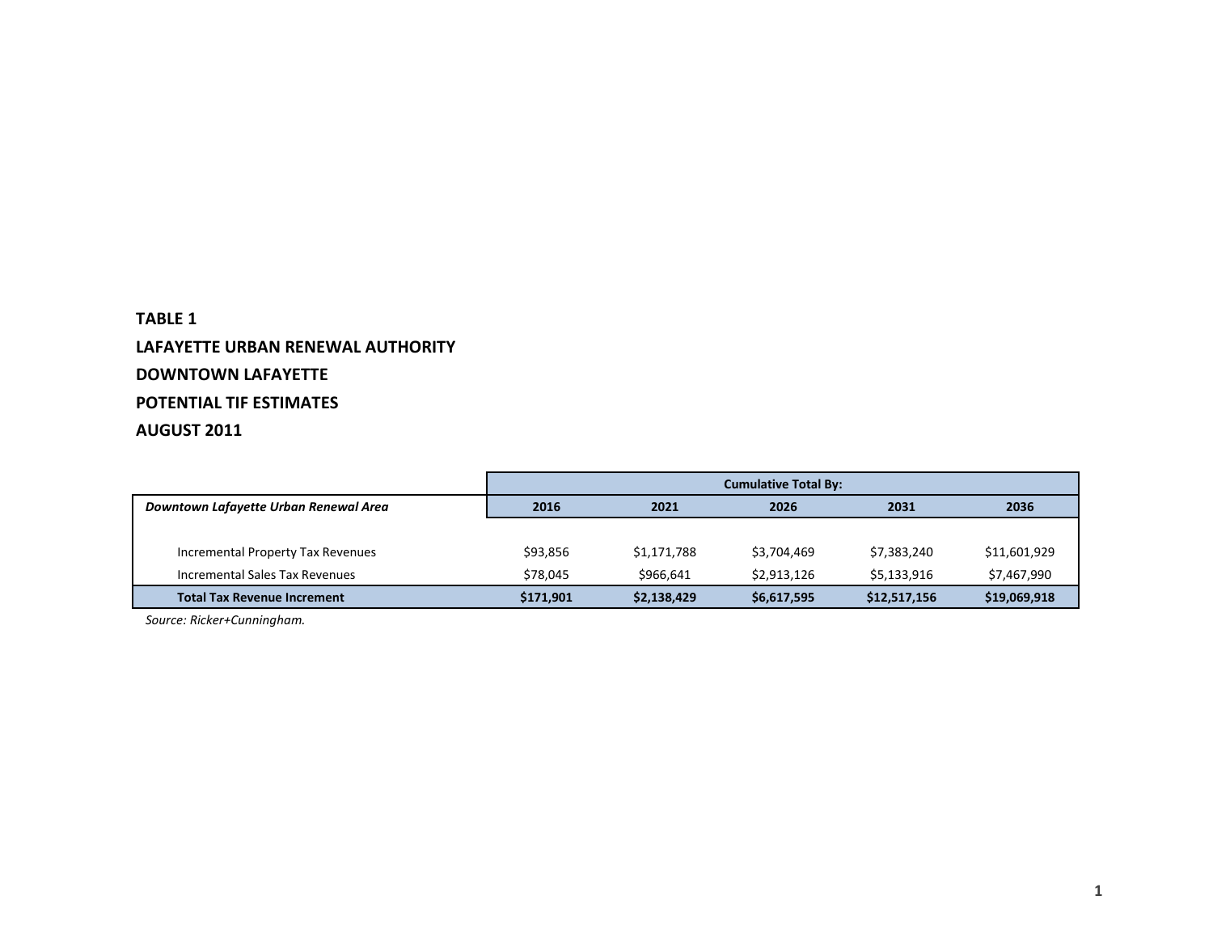**TABLE 1**

**LAFAYETTE URBAN RENEWAL AUTHORITY**

**DOWNTOWN LAFAYETTE**

**POTENTIAL TIF ESTIMATES**

**AUGUST 2011**

| | **Cumulative Total By:** | | | | |
|---|---|---|---|---|---|
| ***Downtown Lafayette Urban Renewal Area*** | **2016** | **2021** | **2026** | **2031** | **2036** |
| Incremental Property Tax Revenues | $93,856 | $1,171,788 | $3,704,469 | $7,383,240 | $11,601,929 |
| Incremental Sales Tax Revenues | $78,045 | $966,641 | $2,913,126 | $5,133,916 | $7,467,990 |
| **Total Tax Revenue Increment** | **$171,901** | **$2,138,429** | **$6,617,595** | **$12,517,156** | **$19,069,918** |

*Source: Ricker+Cunningham.*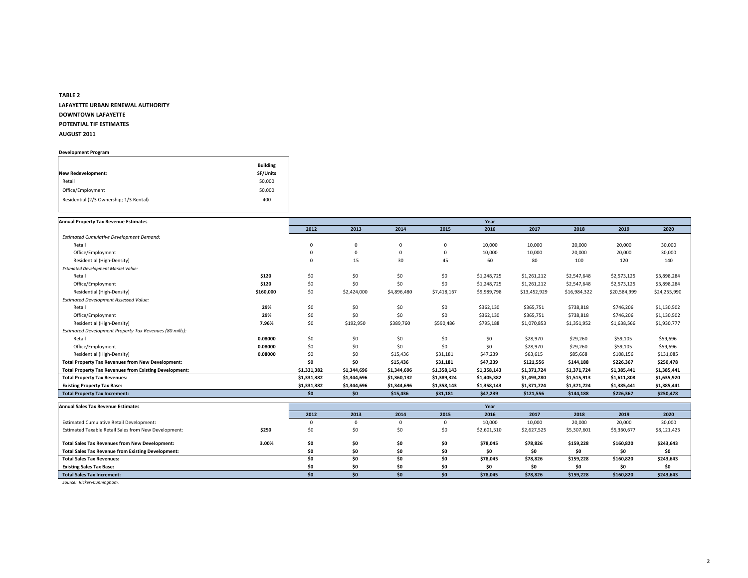**TABLE 2**

**LAFAYETTE URBAN RENEWAL AUTHORITY**

**DOWNTOWN LAFAYETTE**

**POTENTIAL TIF ESTIMATES**

**AUGUST 2011**

**Development Program**

| New Redevelopment: | Building SF/Units |
|---|---|
| Retail | 50,000 |
| Office/Employment | 50,000 |
| Residential (2/3 Ownership; 1/3 Rental) | 400 |

| Annual Property Tax Revenue Estimates | | Year | | | | | | | | |
|---|---|---|---|---|---|---|---|---|---|---|
| | | 2012 | 2013 | 2014 | 2015 | 2016 | 2017 | 2018 | 2019 | 2020 |
| *Estimated Cumulative Development Demand:* | | | | | | | | | | |
| Retail | | 0 | 0 | 0 | 0 | 10,000 | 10,000 | 20,000 | 20,000 | 30,000 |
| Office/Employment | | 0 | 0 | 0 | 0 | 10,000 | 10,000 | 20,000 | 20,000 | 30,000 |
| Residential (High-Density) | | 0 | 15 | 30 | 45 | 60 | 80 | 100 | 120 | 140 |
| *Estimated Development Market Value:* | | | | | | | | | | |
| Retail | **$120** | $0 | $0 | $0 | $0 | $1,248,725 | $1,261,212 | $2,547,648 | $2,573,125 | $3,898,284 |
| Office/Employment | **$120** | $0 | $0 | $0 | $0 | $1,248,725 | $1,261,212 | $2,547,648 | $2,573,125 | $3,898,284 |
| Residential (High-Density) | **$160,000** | $0 | $2,424,000 | $4,896,480 | $7,418,167 | $9,989,798 | $13,452,929 | $16,984,322 | $20,584,999 | $24,255,990 |
| *Estimated Development Assessed Value:* | | | | | | | | | | |
| Retail | **29%** | $0 | $0 | $0 | $0 | $362,130 | $365,751 | $738,818 | $746,206 | $1,130,502 |
| Office/Employment | **29%** | $0 | $0 | $0 | $0 | $362,130 | $365,751 | $738,818 | $746,206 | $1,130,502 |
| Residential (High-Density) | **7.96%** | $0 | $192,950 | $389,760 | $590,486 | $795,188 | $1,070,853 | $1,351,952 | $1,638,566 | $1,930,777 |
| *Estimated Development Property Tax Revenues (80 mills):* | | | | | | | | | | |
| Retail | **0.08000** | $0 | $0 | $0 | $0 | $0 | $28,970 | $29,260 | $59,105 | $59,696 |
| Office/Employment | **0.08000** | $0 | $0 | $0 | $0 | $0 | $28,970 | $29,260 | $59,105 | $59,696 |
| Residential (High-Density) | **0.08000** | $0 | $0 | $15,436 | $31,181 | $47,239 | $63,615 | $85,668 | $108,156 | $131,085 |
| **Total Property Tax Revenues from New Development:** | | **$0** | **$0** | **$15,436** | **$31,181** | **$47,239** | **$121,556** | **$144,188** | **$226,367** | **$250,478** |
| **Total Property Tax Revenues from Existing Development:** | | **$1,331,382** | **$1,344,696** | **$1,344,696** | **$1,358,143** | **$1,358,143** | **$1,371,724** | **$1,371,724** | **$1,385,441** | **$1,385,441** |
| **Total Property Tax Revenues:** | | **$1,331,382** | **$1,344,696** | **$1,360,132** | **$1,389,324** | **$1,405,382** | **$1,493,280** | **$1,515,913** | **$1,611,808** | **$1,635,920** |
| **Existing Property Tax Base:** | | **$1,331,382** | **$1,344,696** | **$1,344,696** | **$1,358,143** | **$1,358,143** | **$1,371,724** | **$1,371,724** | **$1,385,441** | **$1,385,441** |
| **Total Property Tax Increment:** | | **$0** | **$0** | **$15,436** | **$31,181** | **$47,239** | **$121,556** | **$144,188** | **$226,367** | **$250,478** |

| Annual Sales Tax Revenue Estimates | | Year | | | | | | | | |
|---|---|---|---|---|---|---|---|---|---|---|
| | | 2012 | 2013 | 2014 | 2015 | 2016 | 2017 | 2018 | 2019 | 2020 |
| Estimated Cumulative Retail Development: | | 0 | 0 | 0 | 0 | 10,000 | 10,000 | 20,000 | 20,000 | 30,000 |
| Estimated Taxable Retail Sales from New Development: | **$250** | $0 | $0 | $0 | $0 | $2,601,510 | $2,627,525 | $5,307,601 | $5,360,677 | $8,121,425 |
| **Total Sales Tax Revenues from New Development:** | **3.00%** | **$0** | **$0** | **$0** | **$0** | **$78,045** | **$78,826** | **$159,228** | **$160,820** | **$243,643** |
| **Total Sales Tax Revenue from Existing Development:** | | **$0** | **$0** | **$0** | **$0** | **$0** | **$0** | **$0** | **$0** | **$0** |
| **Total Sales Tax Revenues:** | | **$0** | **$0** | **$0** | **$0** | **$78,045** | **$78,826** | **$159,228** | **$160,820** | **$243,643** |
| **Existing Sales Tax Base:** | | **$0** | **$0** | **$0** | **$0** | **$0** | **$0** | **$0** | **$0** | **$0** |
| **Total Sales Tax Increment:** | | **$0** | **$0** | **$0** | **$0** | **$78,045** | **$78,826** | **$159,228** | **$160,820** | **$243,643** |

*Source: Ricker+Cunningham.*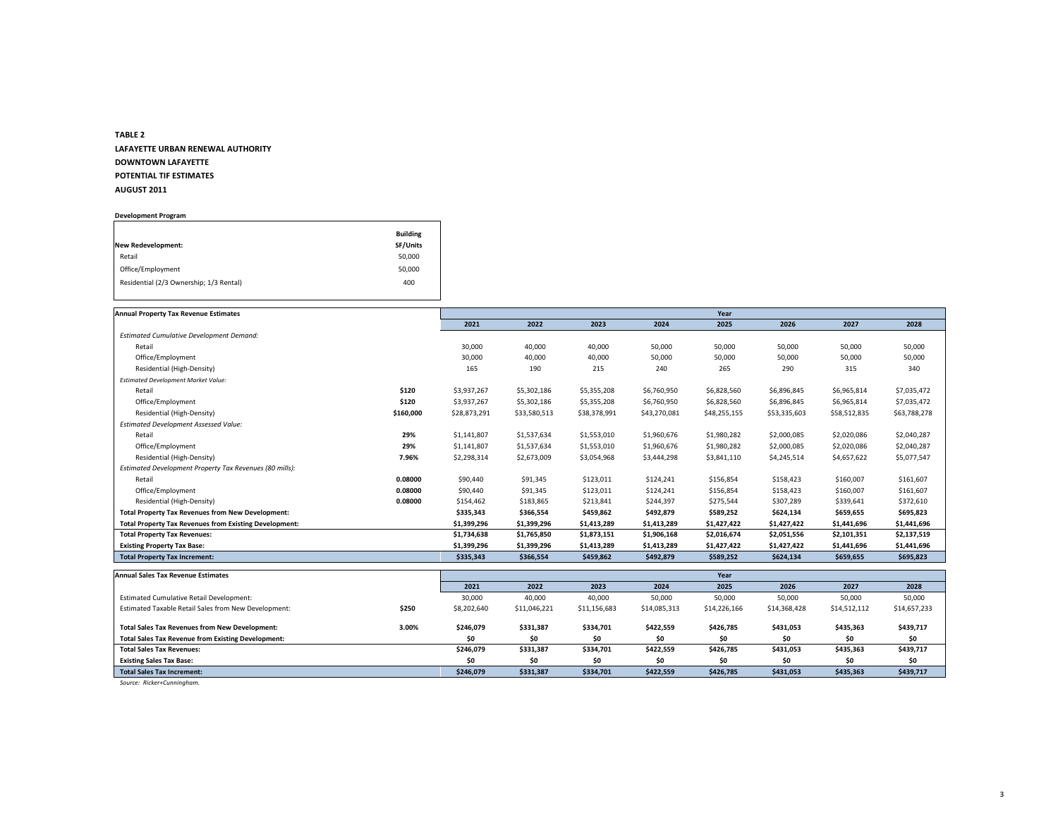**TABLE 2**

**LAFAYETTE URBAN RENEWAL AUTHORITY**

**DOWNTOWN LAFAYETTE**

**POTENTIAL TIF ESTIMATES**

**AUGUST 2011**

**Development Program**

| New Redevelopment: | Building SF/Units |
|---|---|
| Retail | 50,000 |
| Office/Employment | 50,000 |
| Residential (2/3 Ownership; 1/3 Rental) | 400 |

| Annual Property Tax Revenue Estimates | | Year | | | | | | | |
|---|---|---|---|---|---|---|---|---|---|
| | | 2021 | 2022 | 2023 | 2024 | 2025 | 2026 | 2027 | 2028 |
| *Estimated Cumulative Development Demand:* | | | | | | | | | |
| Retail | | 30,000 | 40,000 | 40,000 | 50,000 | 50,000 | 50,000 | 50,000 | 50,000 |
| Office/Employment | | 30,000 | 40,000 | 40,000 | 50,000 | 50,000 | 50,000 | 50,000 | 50,000 |
| Residential (High-Density) | | 165 | 190 | 215 | 240 | 265 | 290 | 315 | 340 |
| *Estimated Development Market Value:* | | | | | | | | | |
| Retail | **$120** | $3,937,267 | $5,302,186 | $5,355,208 | $6,760,950 | $6,828,560 | $6,896,845 | $6,965,814 | $7,035,472 |
| Office/Employment | **$120** | $3,937,267 | $5,302,186 | $5,355,208 | $6,760,950 | $6,828,560 | $6,896,845 | $6,965,814 | $7,035,472 |
| Residential (High-Density) | **$160,000** | $28,873,291 | $33,580,513 | $38,378,991 | $43,270,081 | $48,255,155 | $53,335,603 | $58,512,835 | $63,788,278 |
| *Estimated Development Assessed Value:* | | | | | | | | | |
| Retail | **29%** | $1,141,807 | $1,537,634 | $1,553,010 | $1,960,676 | $1,980,282 | $2,000,085 | $2,020,086 | $2,040,287 |
| Office/Employment | **29%** | $1,141,807 | $1,537,634 | $1,553,010 | $1,960,676 | $1,980,282 | $2,000,085 | $2,020,086 | $2,040,287 |
| Residential (High-Density) | **7.96%** | $2,298,314 | $2,673,009 | $3,054,968 | $3,444,298 | $3,841,110 | $4,245,514 | $4,657,622 | $5,077,547 |
| *Estimated Development Property Tax Revenues (80 mills):* | | | | | | | | | |
| Retail | **0.08000** | $90,440 | $91,345 | $123,011 | $124,241 | $156,854 | $158,423 | $160,007 | $161,607 |
| Office/Employment | **0.08000** | $90,440 | $91,345 | $123,011 | $124,241 | $156,854 | $158,423 | $160,007 | $161,607 |
| Residential (High-Density) | **0.08000** | $154,462 | $183,865 | $213,841 | $244,397 | $275,544 | $307,289 | $339,641 | $372,610 |
| **Total Property Tax Revenues from New Development:** | | **$335,343** | **$366,554** | **$459,862** | **$492,879** | **$589,252** | **$624,134** | **$659,655** | **$695,823** |
| **Total Property Tax Revenues from Existing Development:** | | **$1,399,296** | **$1,399,296** | **$1,413,289** | **$1,413,289** | **$1,427,422** | **$1,427,422** | **$1,441,696** | **$1,441,696** |
| **Total Property Tax Revenues:** | | **$1,734,638** | **$1,765,850** | **$1,873,151** | **$1,906,168** | **$2,016,674** | **$2,051,556** | **$2,101,351** | **$2,137,519** |
| **Existing Property Tax Base:** | | **$1,399,296** | **$1,399,296** | **$1,413,289** | **$1,413,289** | **$1,427,422** | **$1,427,422** | **$1,441,696** | **$1,441,696** |
| **Total Property Tax Increment:** | | **$335,343** | **$366,554** | **$459,862** | **$492,879** | **$589,252** | **$624,134** | **$659,655** | **$695,823** |

| Annual Sales Tax Revenue Estimates | | Year | | | | | | | |
|---|---|---|---|---|---|---|---|---|---|
| | | 2021 | 2022 | 2023 | 2024 | 2025 | 2026 | 2027 | 2028 |
| Estimated Cumulative Retail Development: | | 30,000 | 40,000 | 40,000 | 50,000 | 50,000 | 50,000 | 50,000 | 50,000 |
| Estimated Taxable Retail Sales from New Development: | **$250** | $8,202,640 | $11,046,221 | $11,156,683 | $14,085,313 | $14,226,166 | $14,368,428 | $14,512,112 | $14,657,233 |
| **Total Sales Tax Revenues from New Development:** | **3.00%** | **$246,079** | **$331,387** | **$334,701** | **$422,559** | **$426,785** | **$431,053** | **$435,363** | **$439,717** |
| **Total Sales Tax Revenue from Existing Development:** | | **$0** | **$0** | **$0** | **$0** | **$0** | **$0** | **$0** | **$0** |
| **Total Sales Tax Revenues:** | | **$246,079** | **$331,387** | **$334,701** | **$422,559** | **$426,785** | **$431,053** | **$435,363** | **$439,717** |
| **Existing Sales Tax Base:** | | **$0** | **$0** | **$0** | **$0** | **$0** | **$0** | **$0** | **$0** |
| **Total Sales Tax Increment:** | | **$246,079** | **$331,387** | **$334,701** | **$422,559** | **$426,785** | **$431,053** | **$435,363** | **$439,717** |

*Source: Ricker+Cunningham.*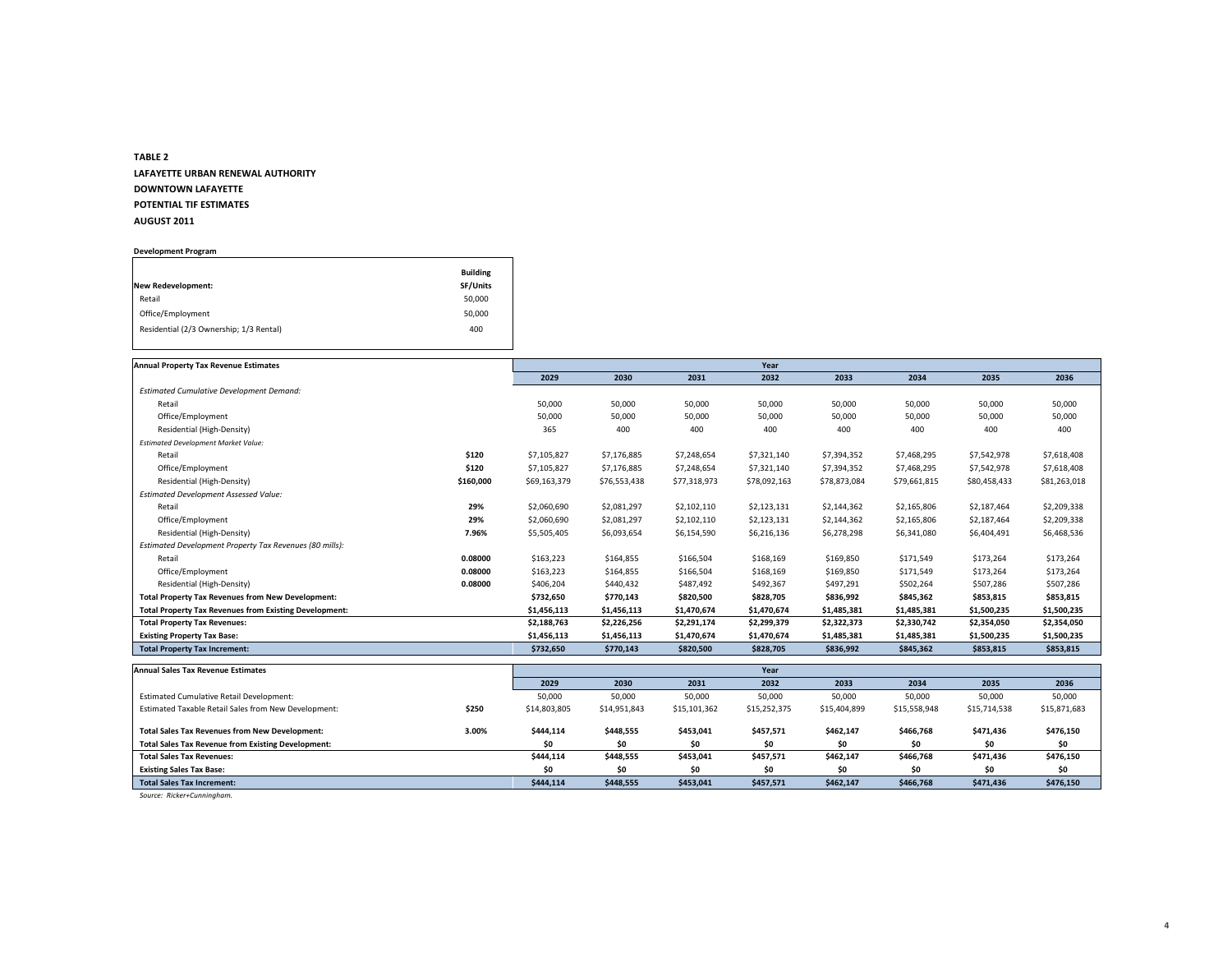**TABLE 2**

**LAFAYETTE URBAN RENEWAL AUTHORITY**

**DOWNTOWN LAFAYETTE**

**POTENTIAL TIF ESTIMATES**

**AUGUST 2011**

**Development Program**

| **New Redevelopment:** | **Building SF/Units** |
|---|---|
| Retail | 50,000 |
| Office/Employment | 50,000 |
| Residential (2/3 Ownership; 1/3 Rental) | 400 |

| **Annual Property Tax Revenue Estimates** | | Year | | | | | | | |
|---|---|---|---|---|---|---|---|---|---|
| | | **2029** | **2030** | **2031** | **2032** | **2033** | **2034** | **2035** | **2036** |
| *Estimated Cumulative Development Demand:* | | | | | | | | | |
| Retail | | 50,000 | 50,000 | 50,000 | 50,000 | 50,000 | 50,000 | 50,000 | 50,000 |
| Office/Employment | | 50,000 | 50,000 | 50,000 | 50,000 | 50,000 | 50,000 | 50,000 | 50,000 |
| Residential (High-Density) | | 365 | 400 | 400 | 400 | 400 | 400 | 400 | 400 |
| *Estimated Development Market Value:* | | | | | | | | | |
| Retail | **$120** | $7,105,827 | $7,176,885 | $7,248,654 | $7,321,140 | $7,394,352 | $7,468,295 | $7,542,978 | $7,618,408 |
| Office/Employment | **$120** | $7,105,827 | $7,176,885 | $7,248,654 | $7,321,140 | $7,394,352 | $7,468,295 | $7,542,978 | $7,618,408 |
| Residential (High-Density) | **$160,000** | $69,163,379 | $76,553,438 | $77,318,973 | $78,092,163 | $78,873,084 | $79,661,815 | $80,458,433 | $81,263,018 |
| *Estimated Development Assessed Value:* | | | | | | | | | |
| Retail | **29%** | $2,060,690 | $2,081,297 | $2,102,110 | $2,123,131 | $2,144,362 | $2,165,806 | $2,187,464 | $2,209,338 |
| Office/Employment | **29%** | $2,060,690 | $2,081,297 | $2,102,110 | $2,123,131 | $2,144,362 | $2,165,806 | $2,187,464 | $2,209,338 |
| Residential (High-Density) | **7.96%** | $5,505,405 | $6,093,654 | $6,154,590 | $6,216,136 | $6,278,298 | $6,341,080 | $6,404,491 | $6,468,536 |
| *Estimated Development Property Tax Revenues (80 mills):* | | | | | | | | | |
| Retail | **0.08000** | $163,223 | $164,855 | $166,504 | $168,169 | $169,850 | $171,549 | $173,264 | $173,264 |
| Office/Employment | **0.08000** | $163,223 | $164,855 | $166,504 | $168,169 | $169,850 | $171,549 | $173,264 | $173,264 |
| Residential (High-Density) | **0.08000** | $406,204 | $440,432 | $487,492 | $492,367 | $497,291 | $502,264 | $507,286 | $507,286 |
| **Total Property Tax Revenues from New Development:** | | **$732,650** | **$770,143** | **$820,500** | **$828,705** | **$836,992** | **$845,362** | **$853,815** | **$853,815** |
| **Total Property Tax Revenues from Existing Development:** | | **$1,456,113** | **$1,456,113** | **$1,470,674** | **$1,470,674** | **$1,485,381** | **$1,485,381** | **$1,500,235** | **$1,500,235** |
| **Total Property Tax Revenues:** | | **$2,188,763** | **$2,226,256** | **$2,291,174** | **$2,299,379** | **$2,322,373** | **$2,330,742** | **$2,354,050** | **$2,354,050** |
| **Existing Property Tax Base:** | | **$1,456,113** | **$1,456,113** | **$1,470,674** | **$1,470,674** | **$1,485,381** | **$1,485,381** | **$1,500,235** | **$1,500,235** |
| **Total Property Tax Increment:** | | **$732,650** | **$770,143** | **$820,500** | **$828,705** | **$836,992** | **$845,362** | **$853,815** | **$853,815** |

| **Annual Sales Tax Revenue Estimates** | | Year | | | | | | | |
|---|---|---|---|---|---|---|---|---|---|
| | | **2029** | **2030** | **2031** | **2032** | **2033** | **2034** | **2035** | **2036** |
| Estimated Cumulative Retail Development: | | 50,000 | 50,000 | 50,000 | 50,000 | 50,000 | 50,000 | 50,000 | 50,000 |
| Estimated Taxable Retail Sales from New Development: | **$250** | $14,803,805 | $14,951,843 | $15,101,362 | $15,252,375 | $15,404,899 | $15,558,948 | $15,714,538 | $15,871,683 |
| **Total Sales Tax Revenues from New Development:** | **3.00%** | **$444,114** | **$448,555** | **$453,041** | **$457,571** | **$462,147** | **$466,768** | **$471,436** | **$476,150** |
| **Total Sales Tax Revenue from Existing Development:** | | **$0** | **$0** | **$0** | **$0** | **$0** | **$0** | **$0** | **$0** |
| **Total Sales Tax Revenues:** | | **$444,114** | **$448,555** | **$453,041** | **$457,571** | **$462,147** | **$466,768** | **$471,436** | **$476,150** |
| **Existing Sales Tax Base:** | | **$0** | **$0** | **$0** | **$0** | **$0** | **$0** | **$0** | **$0** |
| **Total Sales Tax Increment:** | | **$444,114** | **$448,555** | **$453,041** | **$457,571** | **$462,147** | **$466,768** | **$471,436** | **$476,150** |

*Source: Ricker+Cunningham.*